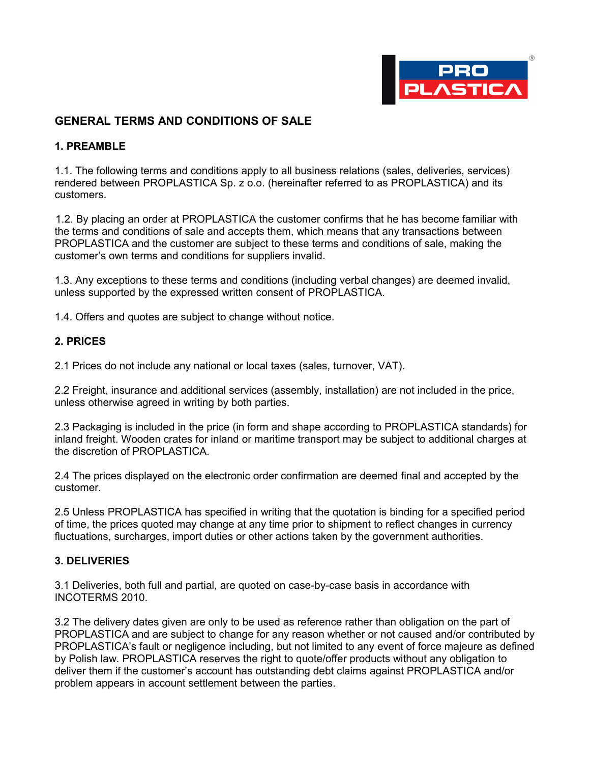# GENERAL TERMS AND CONDITIONS OF SALE

## 1. PREAMBLE

1.1. The following terms and conditions apply to all business relations (sales, deliveries, services) rendered between PROPLASTICA Sp. z o.o. (hereinafter referred to as PROPLASTICA) and its customers.

1.2. By placing an order at PROPLASTICA the customer confirms that he has become familiar with the terms and conditions of sale and accepts them, which means that any transactions between PROPLASTICA and the customer are subject to these terms and conditions of sale, making the customer's own terms and conditions for suppliers invalid.

1.3. Any exceptions to these terms and conditions (including verbal changes) are deemed invalid, unless supported by the expressed written consent of PROPLASTICA.

1.4. Offers and quotes are subject to change without notice.

## 2. PRICES

2.1 Prices do not include any national or local taxes (sales, turnover, VAT).

2.2 Freight, insurance and additional services (assembly, installation) are not included in the price, unless otherwise agreed in writing by both parties.

2.3 Packaging is included in the price (in form and shape according to PROPLASTICA standards) for inland freight. Wooden crates for inland or maritime transport may be subject to additional charges at the discretion of PROPLASTICA.

2.4 The prices displayed on the electronic order confirmation are deemed final and accepted by the customer.

2.5 Unless PROPLASTICA has specified in writing that the quotation is binding for a specified period of time, the prices quoted may change at any time prior to shipment to reflect changes in currency fluctuations, surcharges, import duties or other actions taken by the government authorities.

## 3. DELIVERIES

3.1 Deliveries, both full and partial, are quoted on case-by-case basis in accordance with INCOTERMS 2010.

3.2 The delivery dates given are only to be used as reference rather than obligation on the part of PROPLASTICA and are subject to change for any reason whether or not caused and/or contributed by PROPLASTICA's fault or negligence including, but not limited to any event of force majeure as defined by Polish law. PROPLASTICA reserves the right to quote/offer products without any obligation to deliver them if the customer's account has outstanding debt claims against PROPLASTICA and/or problem appears in account settlement between the parties.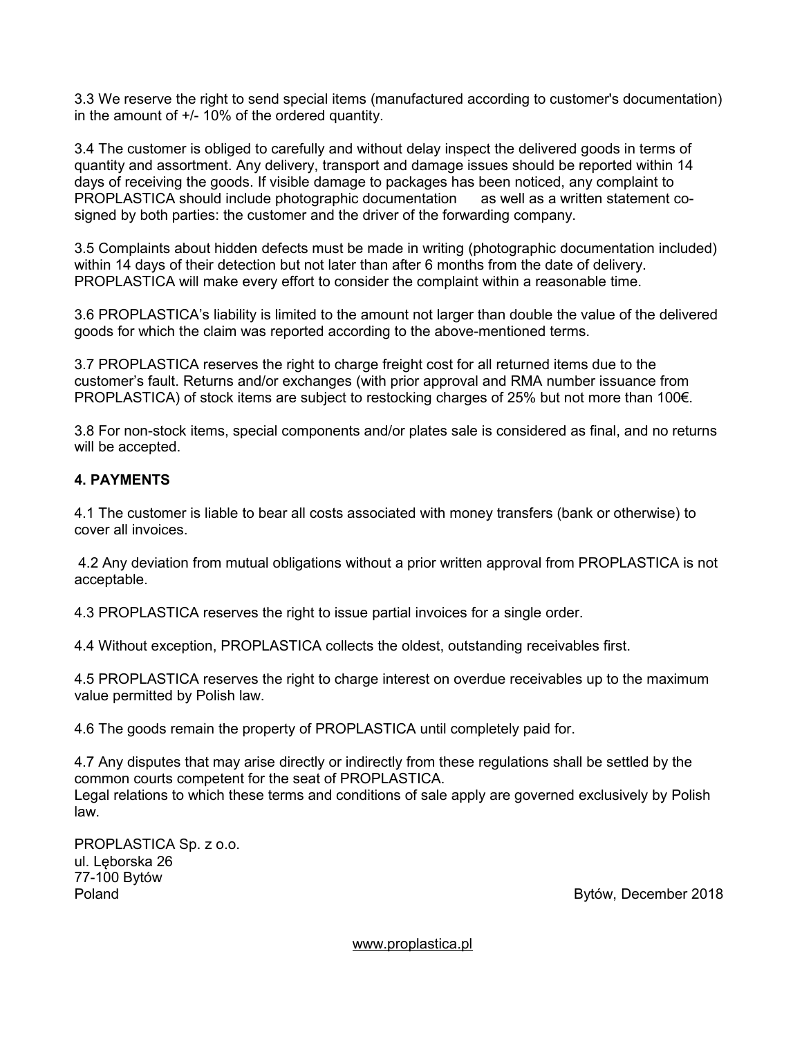3.3 We reserve the right to send special items (manufactured according to customer's documentation) in the amount of +/- 10% of the ordered quantity.

3.4 The customer is obliged to carefully and without delay inspect the delivered goods in terms of quantity and assortment. Any delivery, transport and damage issues should be reported within 14 days of receiving the goods. If visible damage to packages has been noticed, any complaint to PROPLASTICA should include photographic documentation as well as a written statement co-signed by both parties: the customer and the driver of the forwarding company.

3.5 Complaints about hidden defects must be made in writing (photographic documentation included) within 14 days of their detection but not later than after 6 months from the date of delivery. PROPLASTICA will make every effort to consider the complaint within a reasonable time.

3.6 PROPLASTICA's liability is limited to the amount not larger than double the value of the delivered goods for which the claim was reported according to the above-mentioned terms.

3.7 PROPLASTICA reserves the right to charge freight cost for all returned items due to the customer's fault. Returns and/or exchanges (with prior approval and RMA number issuance from PROPLASTICA) of stock items are subject to restocking charges of 25% but not more than 100€.

3.8 For non-stock items, special components and/or plates sale is considered as final, and no returns will be accepted.

**4. PAYMENTS**

4.1 The customer is liable to bear all costs associated with money transfers (bank or otherwise) to cover all invoices.

4.2 Any deviation from mutual obligations without a prior written approval from PROPLASTICA is not acceptable.

4.3 PROPLASTICA reserves the right to issue partial invoices for a single order.

4.4 Without exception, PROPLASTICA collects the oldest, outstanding receivables first.

4.5 PROPLASTICA reserves the right to charge interest on overdue receivables up to the maximum value permitted by Polish law.

4.6 The goods remain the property of PROPLASTICA until completely paid for.

4.7 Any disputes that may arise directly or indirectly from these regulations shall be settled by the common courts competent for the seat of PROPLASTICA.
Legal relations to which these terms and conditions of sale apply are governed exclusively by Polish law.

PROPLASTICA Sp. z o.o.
ul. Lęborska 26
77-100 Bytów
Poland

Bytów, December 2018

www.proplastica.pl